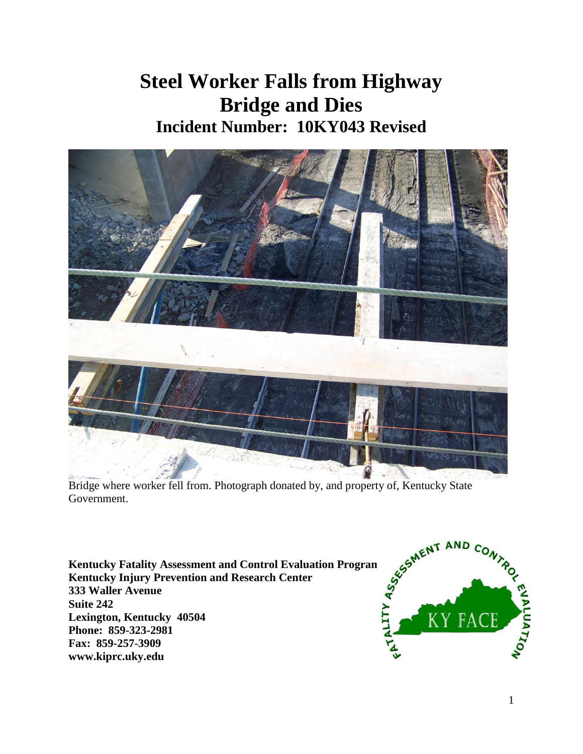# Steel Worker Falls from Highway Bridge and Dies

## Incident Number: 10KY043 Revised

Bridge where worker fell from. Photograph donated by, and property of, Kentucky State Government.

**Kentucky Fatality Assessment and Control Evaluation Program**
**Kentucky Injury Prevention and Research Center**
**333 Waller Avenue**
**Suite 242**
**Lexington, Kentucky 40504**
**Phone: 859-323-2981**
**Fax: 859-257-3909**
**www.kiprc.uky.edu**

FATALITY ASSESSMENT AND CONTROL EVALUATION

KY FACE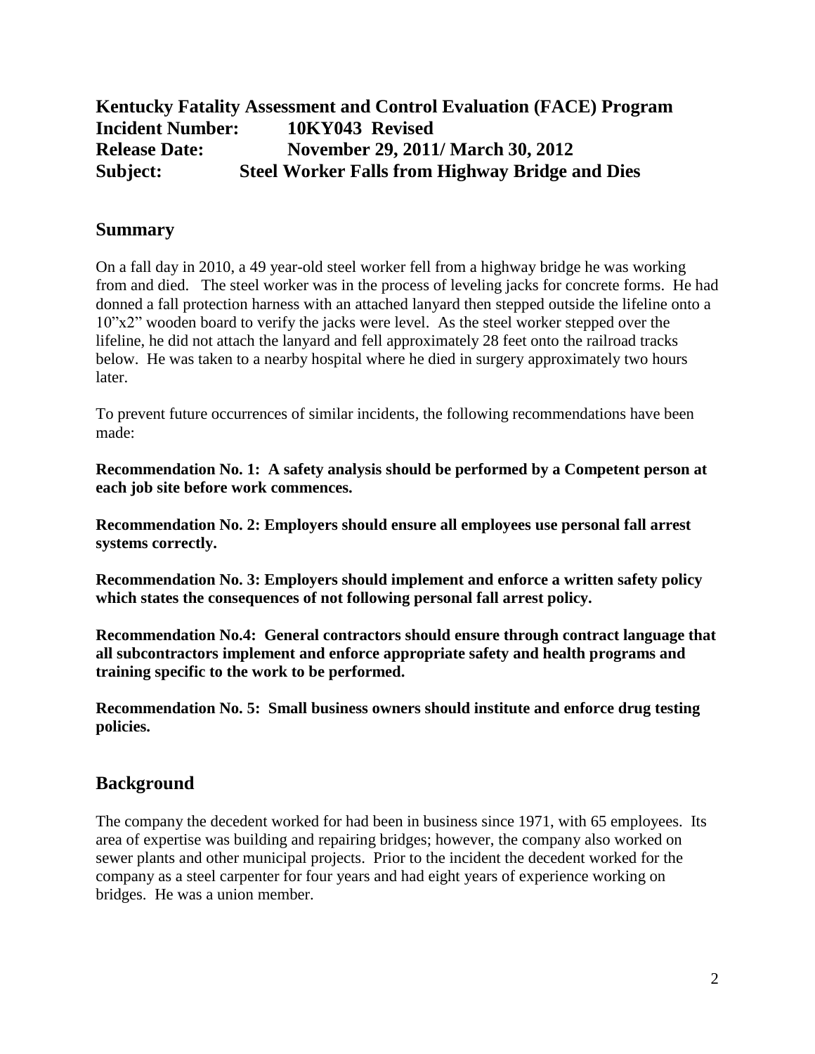**Kentucky Fatality Assessment and Control Evaluation (FACE) Program**
**Incident Number: 10KY043 Revised**
**Release Date: November 29, 2011/ March 30, 2012**
**Subject: Steel Worker Falls from Highway Bridge and Dies**

## Summary

On a fall day in 2010, a 49 year-old steel worker fell from a highway bridge he was working from and died. The steel worker was in the process of leveling jacks for concrete forms. He had donned a fall protection harness with an attached lanyard then stepped outside the lifeline onto a 10"x2" wooden board to verify the jacks were level. As the steel worker stepped over the lifeline, he did not attach the lanyard and fell approximately 28 feet onto the railroad tracks below. He was taken to a nearby hospital where he died in surgery approximately two hours later.

To prevent future occurrences of similar incidents, the following recommendations have been made:

**Recommendation No. 1: A safety analysis should be performed by a Competent person at each job site before work commences.**

**Recommendation No. 2: Employers should ensure all employees use personal fall arrest systems correctly.**

**Recommendation No. 3: Employers should implement and enforce a written safety policy which states the consequences of not following personal fall arrest policy.**

**Recommendation No.4: General contractors should ensure through contract language that all subcontractors implement and enforce appropriate safety and health programs and training specific to the work to be performed.**

**Recommendation No. 5: Small business owners should institute and enforce drug testing policies.**

## Background

The company the decedent worked for had been in business since 1971, with 65 employees. Its area of expertise was building and repairing bridges; however, the company also worked on sewer plants and other municipal projects. Prior to the incident the decedent worked for the company as a steel carpenter for four years and had eight years of experience working on bridges. He was a union member.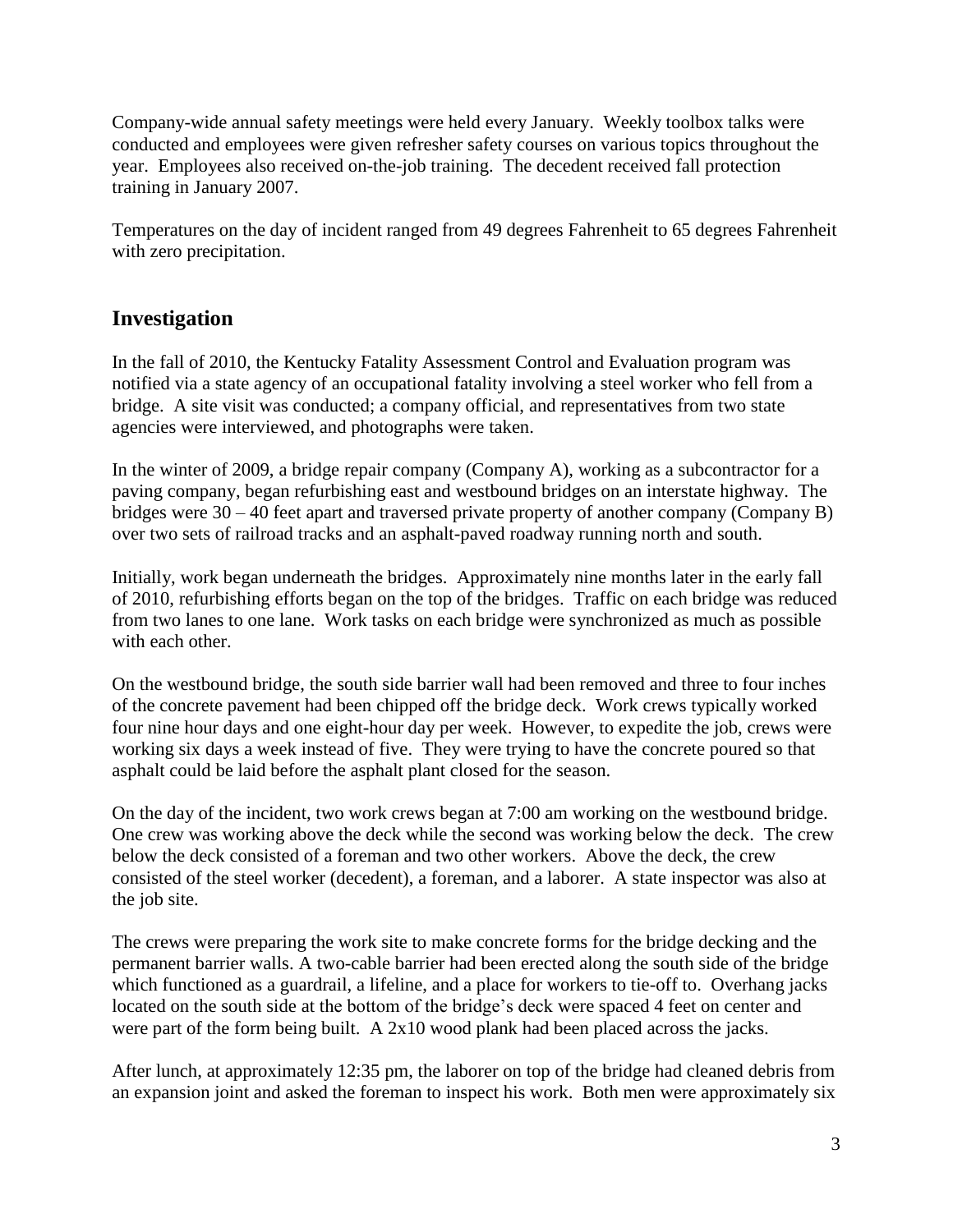Company-wide annual safety meetings were held every January. Weekly toolbox talks were conducted and employees were given refresher safety courses on various topics throughout the year. Employees also received on-the-job training. The decedent received fall protection training in January 2007.

Temperatures on the day of incident ranged from 49 degrees Fahrenheit to 65 degrees Fahrenheit with zero precipitation.

## Investigation

In the fall of 2010, the Kentucky Fatality Assessment Control and Evaluation program was notified via a state agency of an occupational fatality involving a steel worker who fell from a bridge. A site visit was conducted; a company official, and representatives from two state agencies were interviewed, and photographs were taken.

In the winter of 2009, a bridge repair company (Company A), working as a subcontractor for a paving company, began refurbishing east and westbound bridges on an interstate highway. The bridges were 30 – 40 feet apart and traversed private property of another company (Company B) over two sets of railroad tracks and an asphalt-paved roadway running north and south.

Initially, work began underneath the bridges. Approximately nine months later in the early fall of 2010, refurbishing efforts began on the top of the bridges. Traffic on each bridge was reduced from two lanes to one lane. Work tasks on each bridge were synchronized as much as possible with each other.

On the westbound bridge, the south side barrier wall had been removed and three to four inches of the concrete pavement had been chipped off the bridge deck. Work crews typically worked four nine hour days and one eight-hour day per week. However, to expedite the job, crews were working six days a week instead of five. They were trying to have the concrete poured so that asphalt could be laid before the asphalt plant closed for the season.

On the day of the incident, two work crews began at 7:00 am working on the westbound bridge. One crew was working above the deck while the second was working below the deck. The crew below the deck consisted of a foreman and two other workers. Above the deck, the crew consisted of the steel worker (decedent), a foreman, and a laborer. A state inspector was also at the job site.

The crews were preparing the work site to make concrete forms for the bridge decking and the permanent barrier walls. A two-cable barrier had been erected along the south side of the bridge which functioned as a guardrail, a lifeline, and a place for workers to tie-off to. Overhang jacks located on the south side at the bottom of the bridge's deck were spaced 4 feet on center and were part of the form being built. A 2x10 wood plank had been placed across the jacks.

After lunch, at approximately 12:35 pm, the laborer on top of the bridge had cleaned debris from an expansion joint and asked the foreman to inspect his work. Both men were approximately six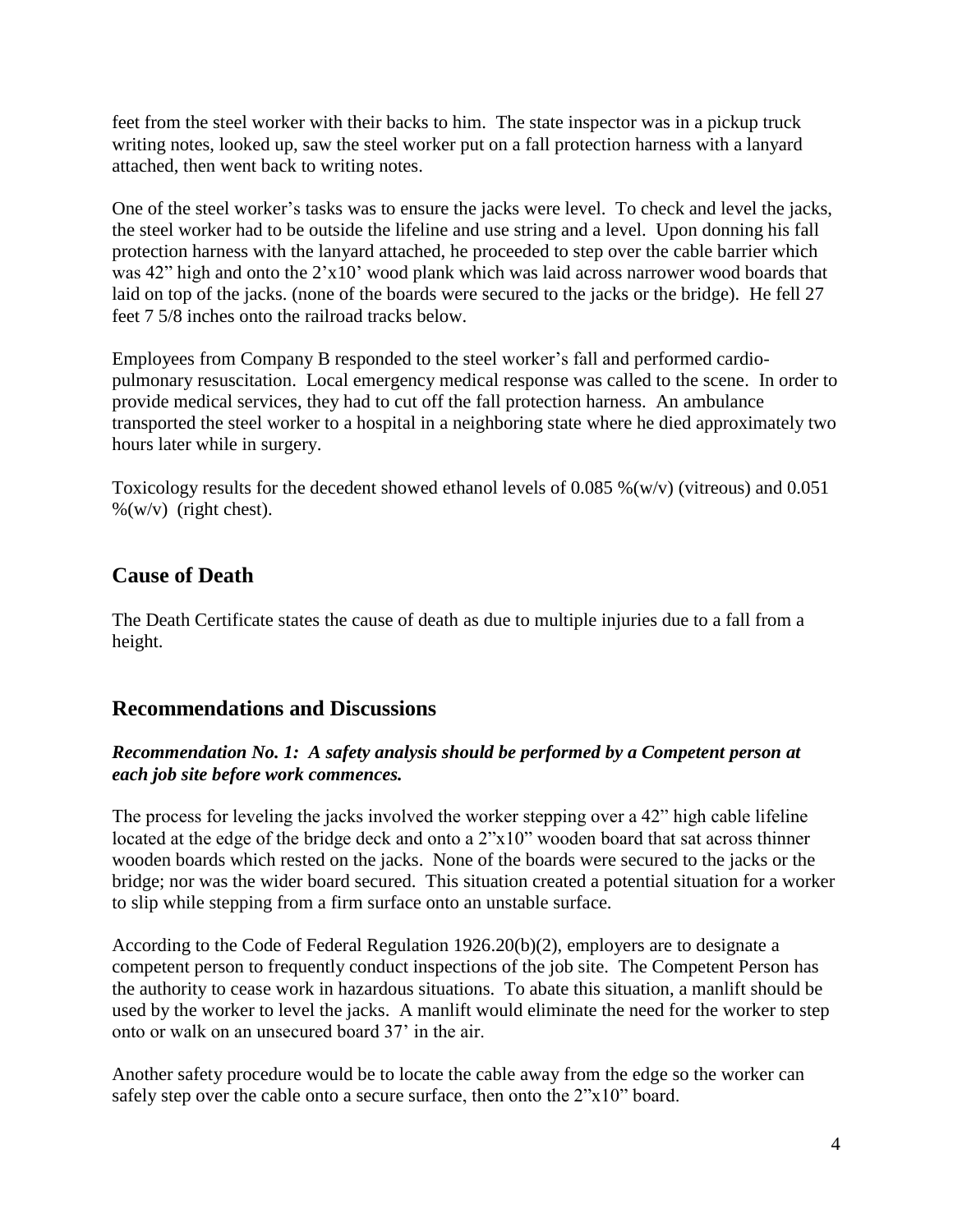feet from the steel worker with their backs to him. The state inspector was in a pickup truck writing notes, looked up, saw the steel worker put on a fall protection harness with a lanyard attached, then went back to writing notes.

One of the steel worker's tasks was to ensure the jacks were level. To check and level the jacks, the steel worker had to be outside the lifeline and use string and a level. Upon donning his fall protection harness with the lanyard attached, he proceeded to step over the cable barrier which was 42" high and onto the 2'x10' wood plank which was laid across narrower wood boards that laid on top of the jacks. (none of the boards were secured to the jacks or the bridge). He fell 27 feet 7 5/8 inches onto the railroad tracks below.

Employees from Company B responded to the steel worker's fall and performed cardio-pulmonary resuscitation. Local emergency medical response was called to the scene. In order to provide medical services, they had to cut off the fall protection harness. An ambulance transported the steel worker to a hospital in a neighboring state where he died approximately two hours later while in surgery.

Toxicology results for the decedent showed ethanol levels of 0.085 %(w/v) (vitreous) and 0.051 %(w/v) (right chest).

## Cause of Death

The Death Certificate states the cause of death as due to multiple injuries due to a fall from a height.

## Recommendations and Discussions

***Recommendation No. 1: A safety analysis should be performed by a Competent person at each job site before work commences.***

The process for leveling the jacks involved the worker stepping over a 42" high cable lifeline located at the edge of the bridge deck and onto a 2"x10" wooden board that sat across thinner wooden boards which rested on the jacks. None of the boards were secured to the jacks or the bridge; nor was the wider board secured. This situation created a potential situation for a worker to slip while stepping from a firm surface onto an unstable surface.

According to the Code of Federal Regulation 1926.20(b)(2), employers are to designate a competent person to frequently conduct inspections of the job site. The Competent Person has the authority to cease work in hazardous situations. To abate this situation, a manlift should be used by the worker to level the jacks. A manlift would eliminate the need for the worker to step onto or walk on an unsecured board 37' in the air.

Another safety procedure would be to locate the cable away from the edge so the worker can safely step over the cable onto a secure surface, then onto the 2"x10" board.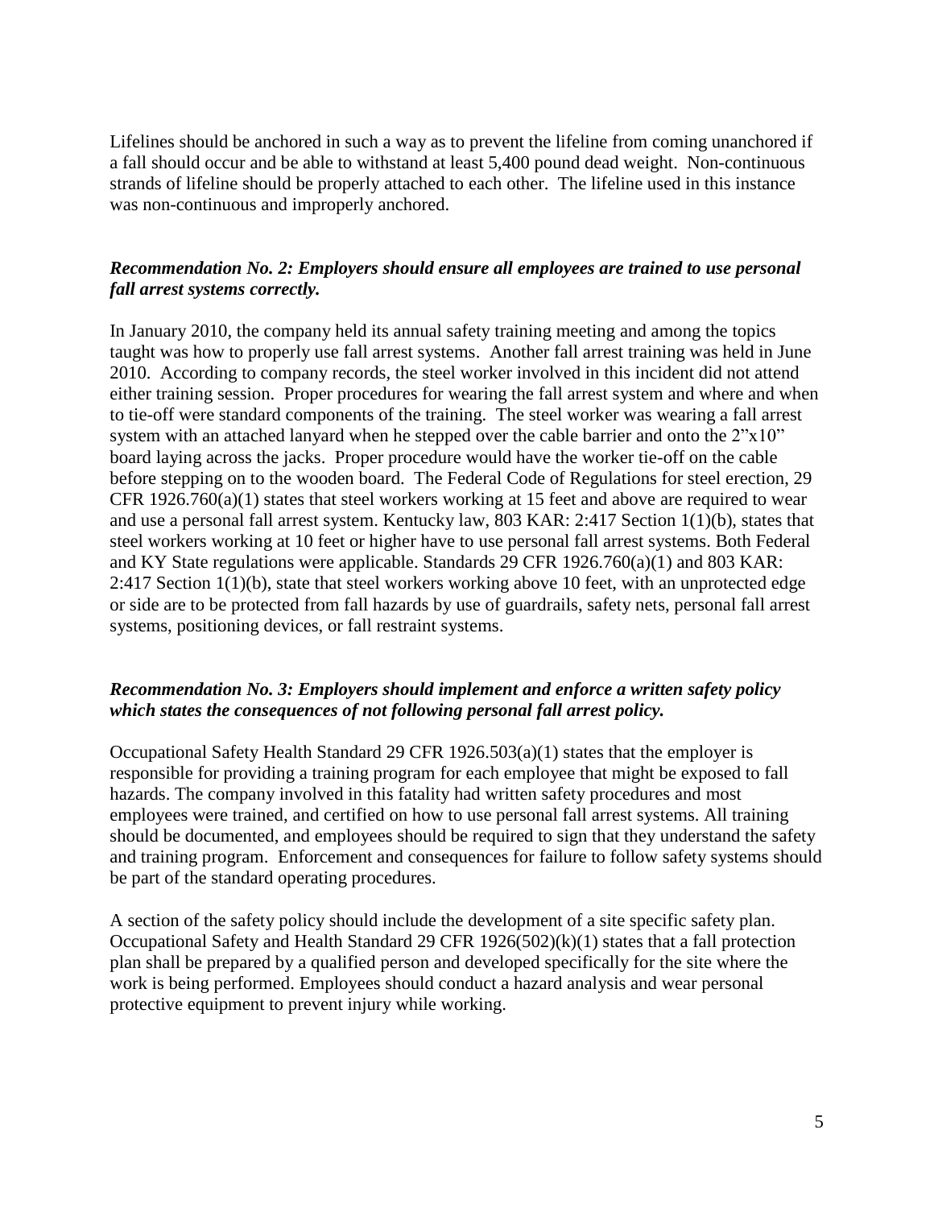Lifelines should be anchored in such a way as to prevent the lifeline from coming unanchored if a fall should occur and be able to withstand at least 5,400 pound dead weight. Non-continuous strands of lifeline should be properly attached to each other. The lifeline used in this instance was non-continuous and improperly anchored.

***Recommendation No. 2: Employers should ensure all employees are trained to use personal fall arrest systems correctly.***

In January 2010, the company held its annual safety training meeting and among the topics taught was how to properly use fall arrest systems. Another fall arrest training was held in June 2010. According to company records, the steel worker involved in this incident did not attend either training session. Proper procedures for wearing the fall arrest system and where and when to tie-off were standard components of the training. The steel worker was wearing a fall arrest system with an attached lanyard when he stepped over the cable barrier and onto the 2"x10" board laying across the jacks. Proper procedure would have the worker tie-off on the cable before stepping on to the wooden board. The Federal Code of Regulations for steel erection, 29 CFR 1926.760(a)(1) states that steel workers working at 15 feet and above are required to wear and use a personal fall arrest system. Kentucky law, 803 KAR: 2:417 Section 1(1)(b), states that steel workers working at 10 feet or higher have to use personal fall arrest systems. Both Federal and KY State regulations were applicable. Standards 29 CFR 1926.760(a)(1) and 803 KAR: 2:417 Section 1(1)(b), state that steel workers working above 10 feet, with an unprotected edge or side are to be protected from fall hazards by use of guardrails, safety nets, personal fall arrest systems, positioning devices, or fall restraint systems.

***Recommendation No. 3: Employers should implement and enforce a written safety policy which states the consequences of not following personal fall arrest policy.***

Occupational Safety Health Standard 29 CFR 1926.503(a)(1) states that the employer is responsible for providing a training program for each employee that might be exposed to fall hazards. The company involved in this fatality had written safety procedures and most employees were trained, and certified on how to use personal fall arrest systems. All training should be documented, and employees should be required to sign that they understand the safety and training program. Enforcement and consequences for failure to follow safety systems should be part of the standard operating procedures.

A section of the safety policy should include the development of a site specific safety plan. Occupational Safety and Health Standard 29 CFR 1926(502)(k)(1) states that a fall protection plan shall be prepared by a qualified person and developed specifically for the site where the work is being performed. Employees should conduct a hazard analysis and wear personal protective equipment to prevent injury while working.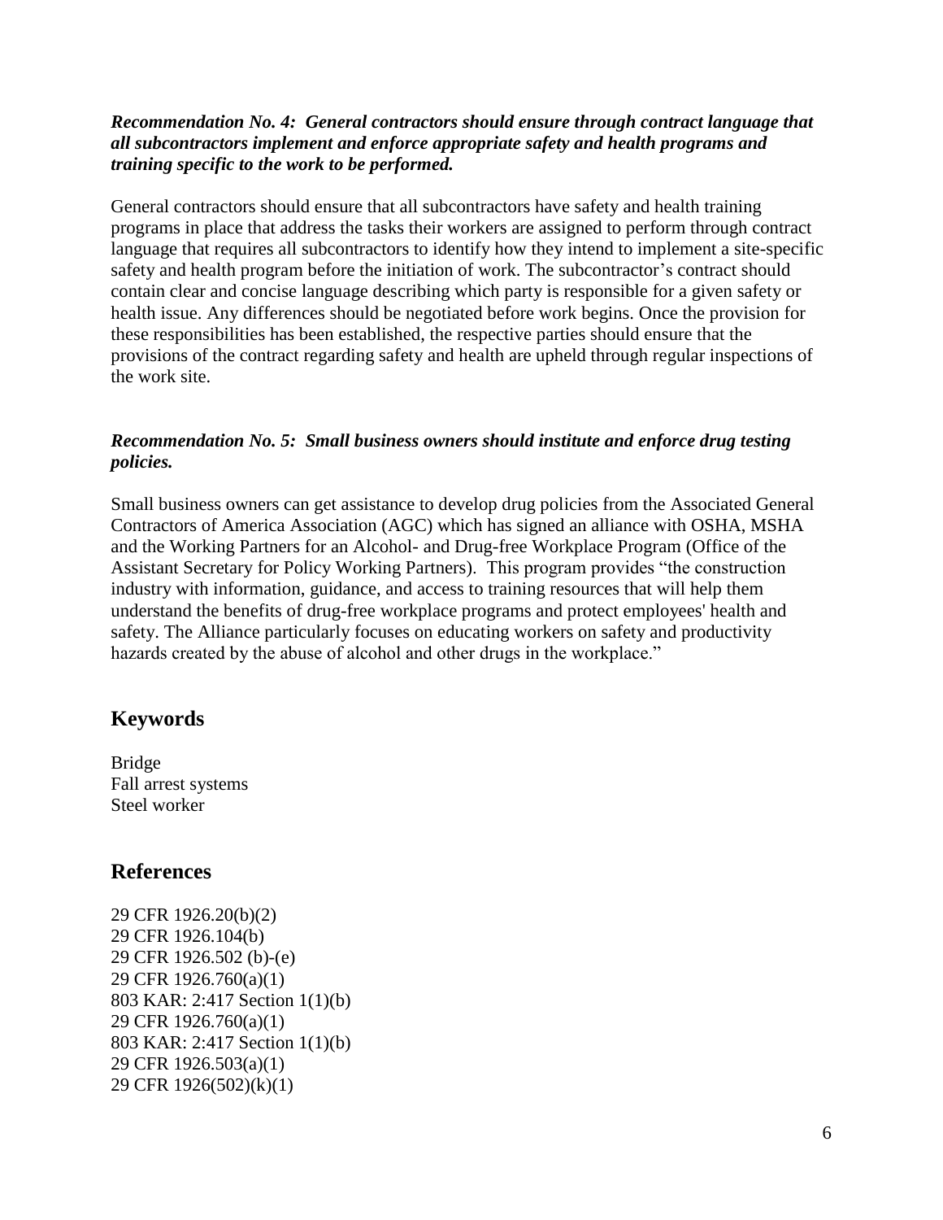***Recommendation No. 4: General contractors should ensure through contract language that all subcontractors implement and enforce appropriate safety and health programs and training specific to the work to be performed.***

General contractors should ensure that all subcontractors have safety and health training programs in place that address the tasks their workers are assigned to perform through contract language that requires all subcontractors to identify how they intend to implement a site-specific safety and health program before the initiation of work. The subcontractor's contract should contain clear and concise language describing which party is responsible for a given safety or health issue. Any differences should be negotiated before work begins. Once the provision for these responsibilities has been established, the respective parties should ensure that the provisions of the contract regarding safety and health are upheld through regular inspections of the work site.

***Recommendation No. 5: Small business owners should institute and enforce drug testing policies.***

Small business owners can get assistance to develop drug policies from the Associated General Contractors of America Association (AGC) which has signed an alliance with OSHA, MSHA and the Working Partners for an Alcohol- and Drug-free Workplace Program (Office of the Assistant Secretary for Policy Working Partners). This program provides "the construction industry with information, guidance, and access to training resources that will help them understand the benefits of drug-free workplace programs and protect employees' health and safety. The Alliance particularly focuses on educating workers on safety and productivity hazards created by the abuse of alcohol and other drugs in the workplace."

## Keywords

Bridge
Fall arrest systems
Steel worker

## References

29 CFR 1926.20(b)(2)
29 CFR 1926.104(b)
29 CFR 1926.502 (b)-(e)
29 CFR 1926.760(a)(1)
803 KAR: 2:417 Section 1(1)(b)
29 CFR 1926.760(a)(1)
803 KAR: 2:417 Section 1(1)(b)
29 CFR 1926.503(a)(1)
29 CFR 1926(502)(k)(1)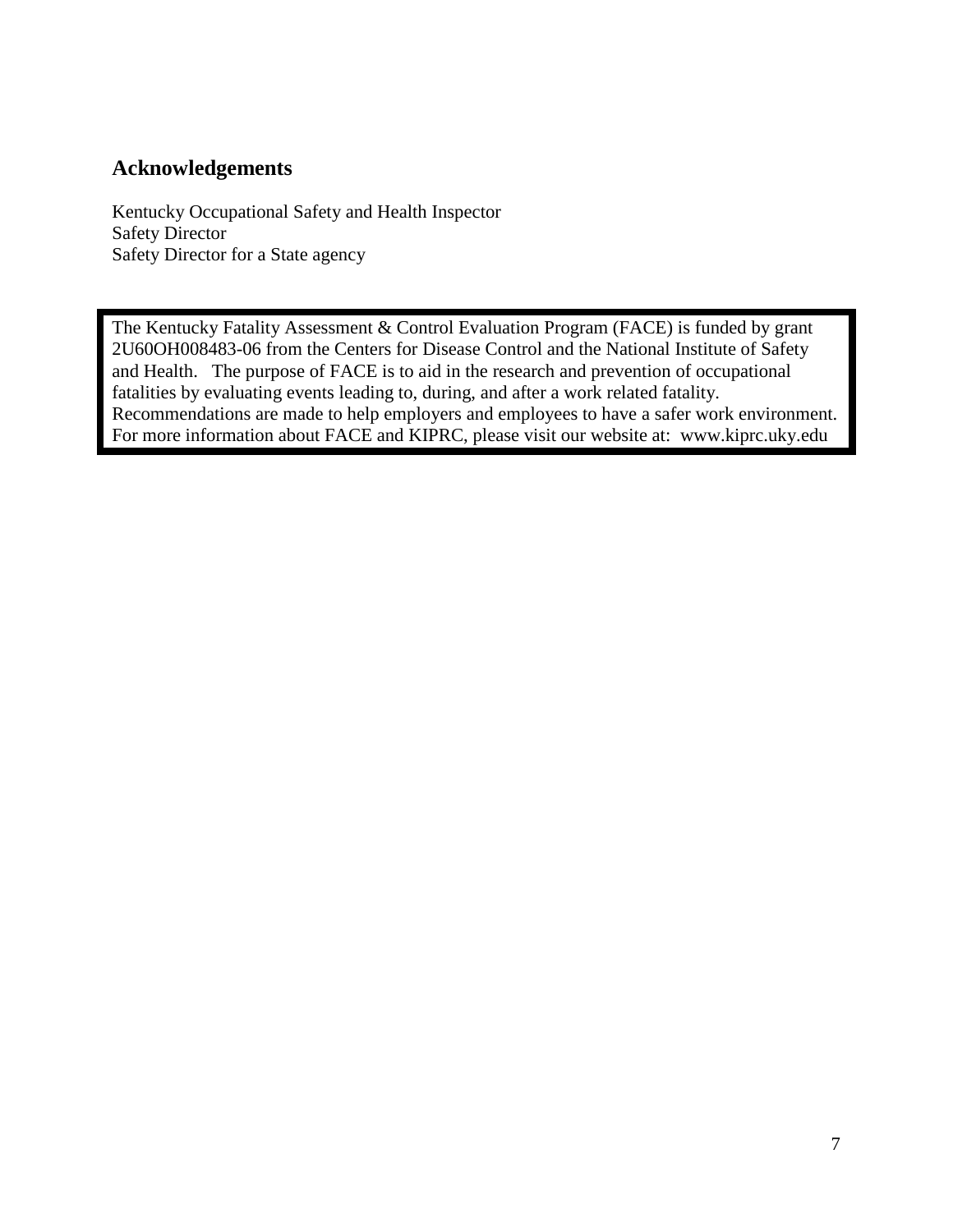## Acknowledgements

Kentucky Occupational Safety and Health Inspector
Safety Director
Safety Director for a State agency

The Kentucky Fatality Assessment & Control Evaluation Program (FACE) is funded by grant 2U60OH008483-06 from the Centers for Disease Control and the National Institute of Safety and Health. The purpose of FACE is to aid in the research and prevention of occupational fatalities by evaluating events leading to, during, and after a work related fatality. Recommendations are made to help employers and employees to have a safer work environment. For more information about FACE and KIPRC, please visit our website at: www.kiprc.uky.edu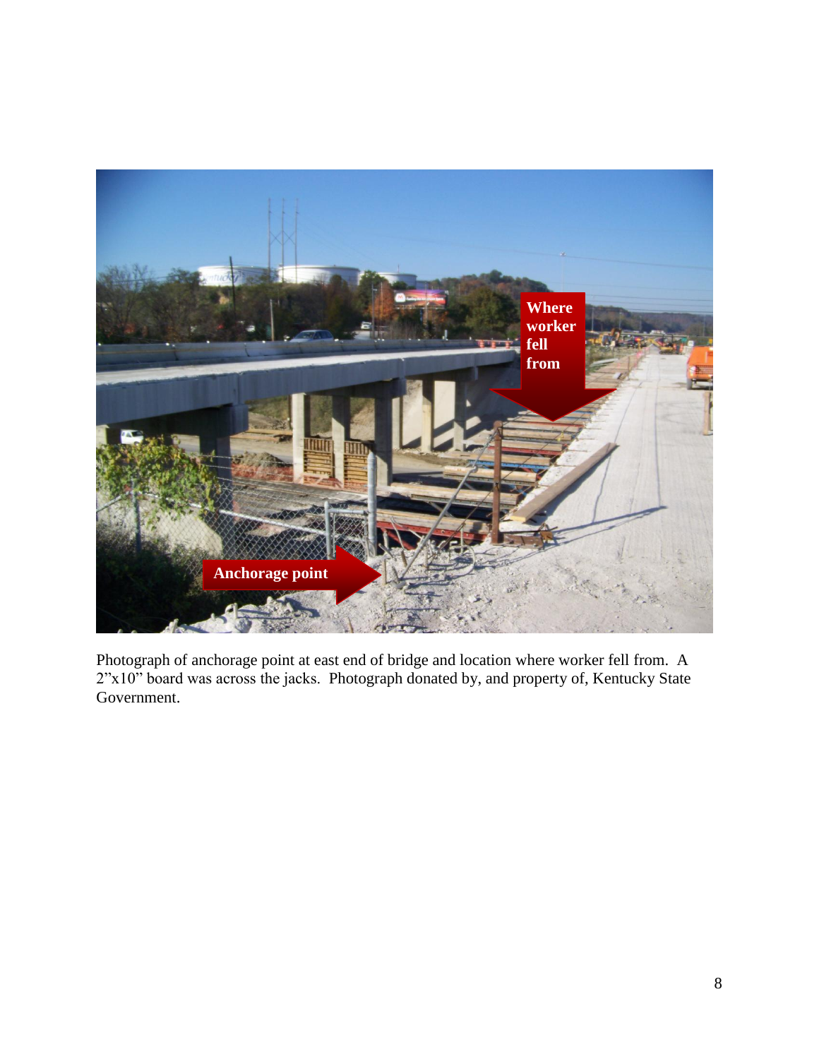Photograph of anchorage point at east end of bridge and location where worker fell from. A 2"x10" board was across the jacks. Photograph donated by, and property of, Kentucky State Government.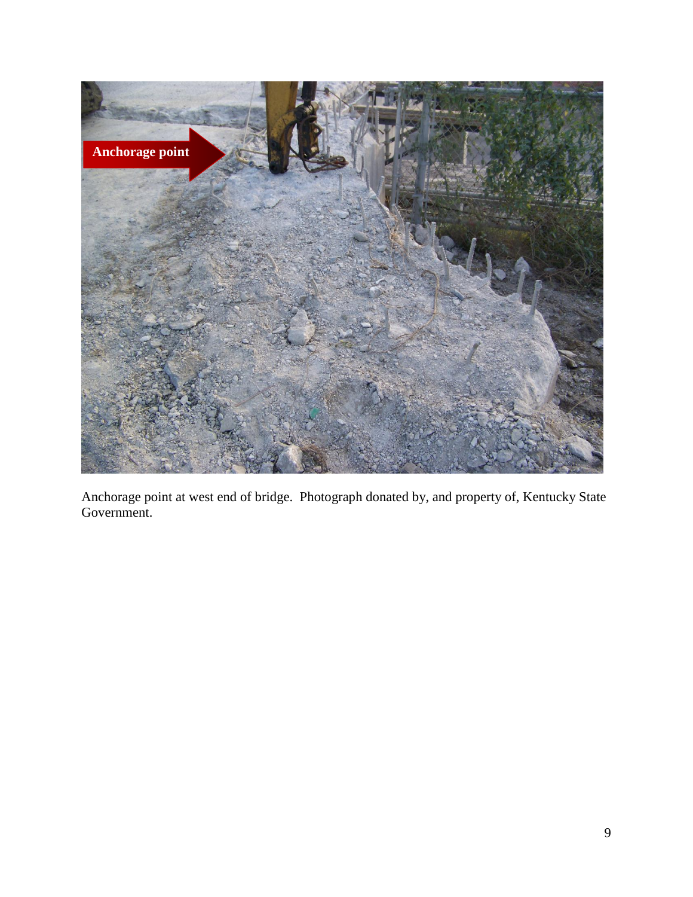Anchorage point at west end of bridge. Photograph donated by, and property of, Kentucky State Government.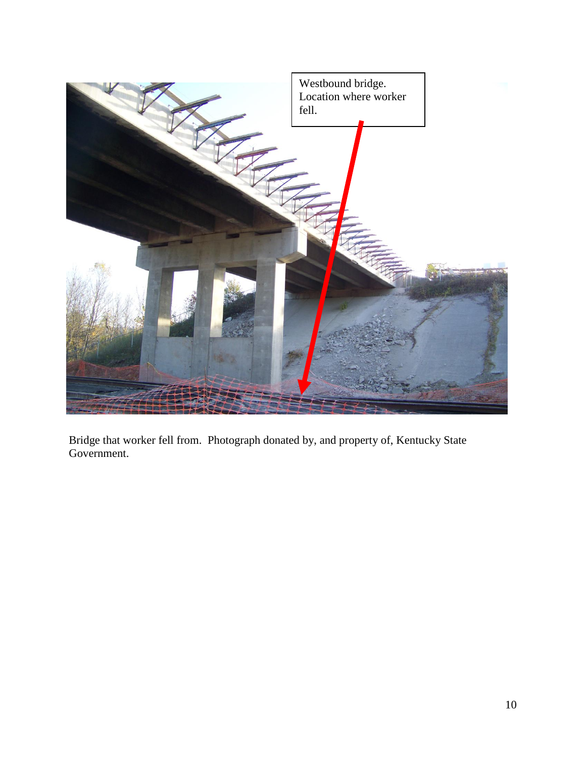Westbound bridge. Location where worker fell.

Bridge that worker fell from. Photograph donated by, and property of, Kentucky State Government.